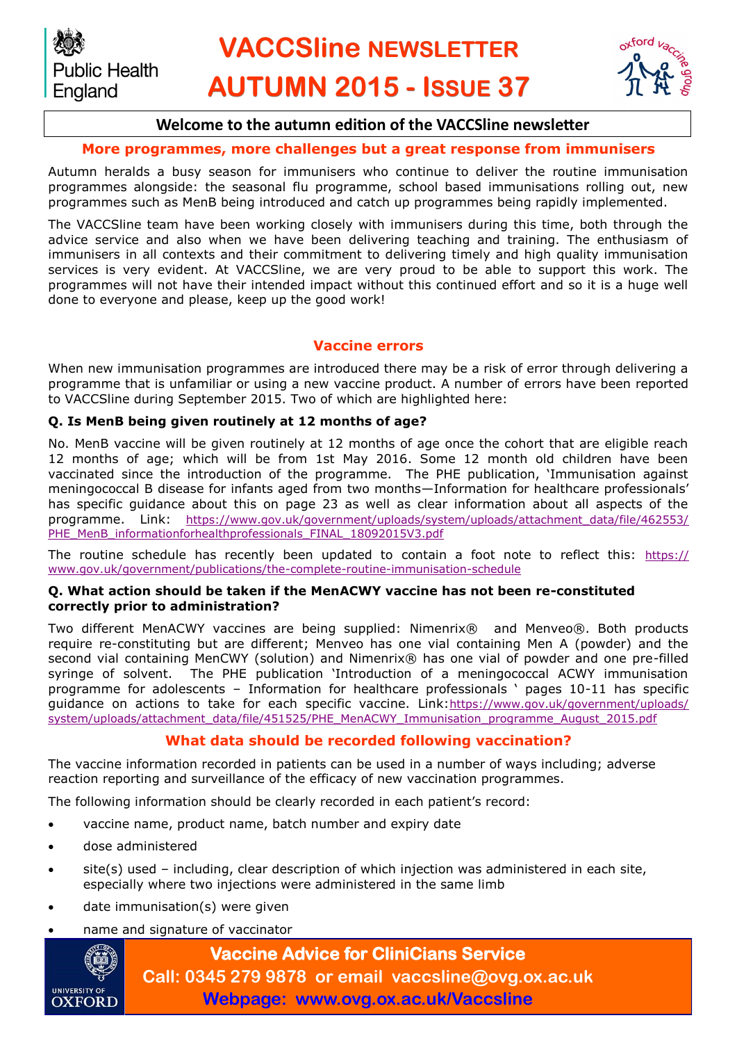# VACCSline NEWSLETTER AUTUMN 2015 - ISSUE 37

Public Health England

oxford vaccine group

## Welcome to the autumn edition of the VACCSline newsletter

### More programmes, more challenges but a great response from immunisers

Autumn heralds a busy season for immunisers who continue to deliver the routine immunisation programmes alongside: the seasonal flu programme, school based immunisations rolling out, new programmes such as MenB being introduced and catch up programmes being rapidly implemented.

The VACCSline team have been working closely with immunisers during this time, both through the advice service and also when we have been delivering teaching and training. The enthusiasm of immunisers in all contexts and their commitment to delivering timely and high quality immunisation services is very evident. At VACCSline, we are very proud to be able to support this work. The programmes will not have their intended impact without this continued effort and so it is a huge well done to everyone and please, keep up the good work!

### Vaccine errors

When new immunisation programmes are introduced there may be a risk of error through delivering a programme that is unfamiliar or using a new vaccine product. A number of errors have been reported to VACCSline during September 2015. Two of which are highlighted here:

**Q. Is MenB being given routinely at 12 months of age?**

No. MenB vaccine will be given routinely at 12 months of age once the cohort that are eligible reach 12 months of age; which will be from 1st May 2016. Some 12 month old children have been vaccinated since the introduction of the programme. The PHE publication, 'Immunisation against meningococcal B disease for infants aged from two months—Information for healthcare professionals' has specific guidance about this on page 23 as well as clear information about all aspects of the programme. Link: https://www.gov.uk/government/uploads/system/uploads/attachment_data/file/462553/PHE_MenB_informationforhealthprofessionals_FINAL_18092015V3.pdf

The routine schedule has recently been updated to contain a foot note to reflect this: https://www.gov.uk/government/publications/the-complete-routine-immunisation-schedule

**Q. What action should be taken if the MenACWY vaccine has not been re-constituted correctly prior to administration?**

Two different MenACWY vaccines are being supplied: Nimenrix® and Menveo®. Both products require re-constituting but are different; Menveo has one vial containing Men A (powder) and the second vial containing MenCWY (solution) and Nimenrix® has one vial of powder and one pre-filled syringe of solvent. The PHE publication 'Introduction of a meningococcal ACWY immunisation programme for adolescents – Information for healthcare professionals ' pages 10-11 has specific guidance on actions to take for each specific vaccine. Link: https://www.gov.uk/government/uploads/system/uploads/attachment_data/file/451525/PHE_MenACWY_Immunisation_programme_August_2015.pdf

### What data should be recorded following vaccination?

The vaccine information recorded in patients can be used in a number of ways including; adverse reaction reporting and surveillance of the efficacy of new vaccination programmes.

The following information should be clearly recorded in each patient's record:

- vaccine name, product name, batch number and expiry date
- dose administered
- site(s) used – including, clear description of which injection was administered in each site, especially where two injections were administered in the same limb
- date immunisation(s) were given
- name and signature of vaccinator

**Vaccine Advice for CliniCians Service**
**Call: 0345 279 9878 or email vaccsline@ovg.ox.ac.uk**
**Webpage: www.ovg.ox.ac.uk/Vaccsline**

UNIVERSITY OF OXFORD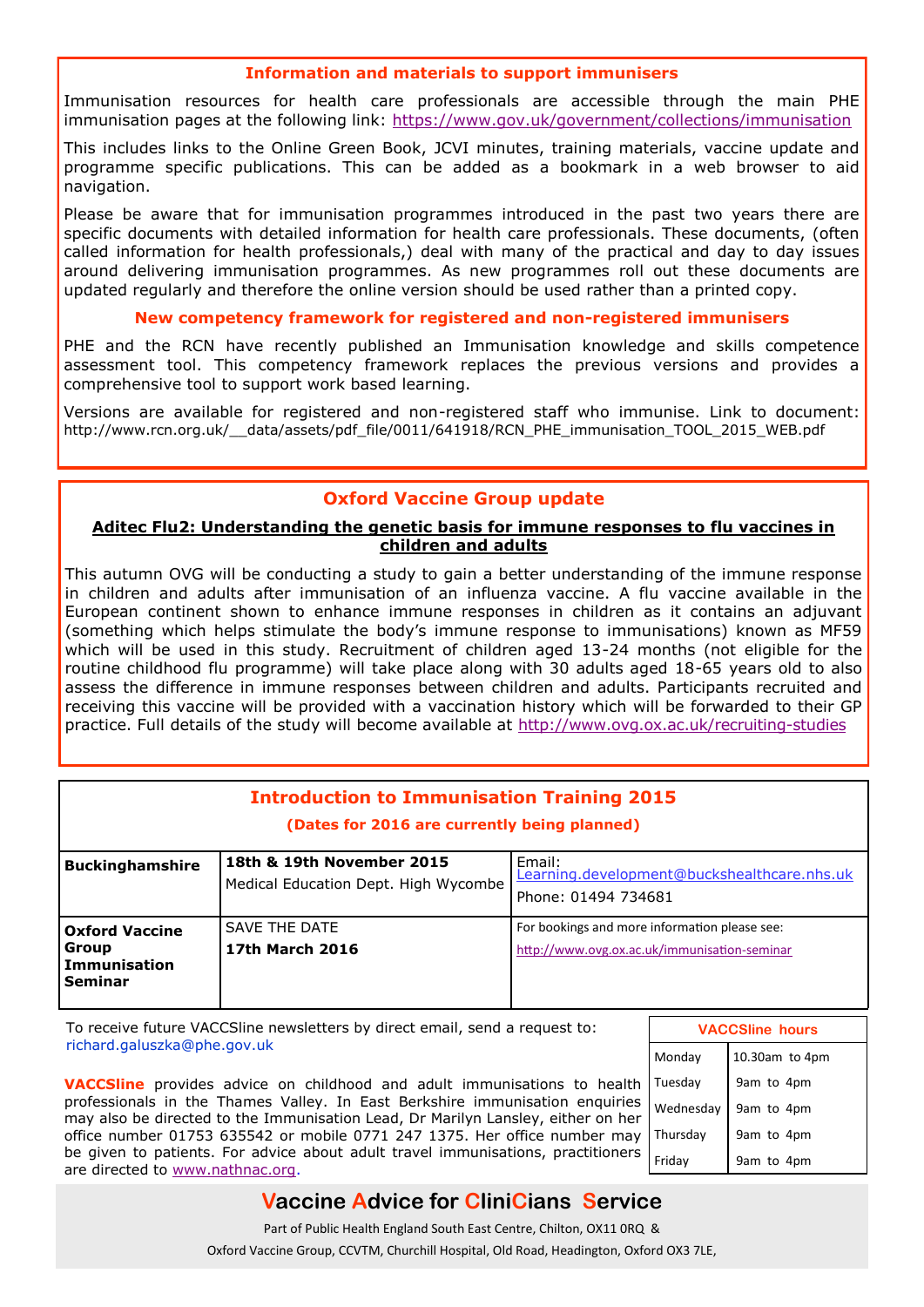## Information and materials to support immunisers

Immunisation resources for health care professionals are accessible through the main PHE immunisation pages at the following link: https://www.gov.uk/government/collections/immunisation

This includes links to the Online Green Book, JCVI minutes, training materials, vaccine update and programme specific publications. This can be added as a bookmark in a web browser to aid navigation.

Please be aware that for immunisation programmes introduced in the past two years there are specific documents with detailed information for health care professionals. These documents, (often called information for health professionals,) deal with many of the practical and day to day issues around delivering immunisation programmes. As new programmes roll out these documents are updated regularly and therefore the online version should be used rather than a printed copy.

## New competency framework for registered and non-registered immunisers

PHE and the RCN have recently published an Immunisation knowledge and skills competence assessment tool. This competency framework replaces the previous versions and provides a comprehensive tool to support work based learning.

Versions are available for registered and non-registered staff who immunise. Link to document: http://www.rcn.org.uk/__data/assets/pdf_file/0011/641918/RCN_PHE_immunisation_TOOL_2015_WEB.pdf

## Oxford Vaccine Group update

**Aditec Flu2: Understanding the genetic basis for immune responses to flu vaccines in children and adults**

This autumn OVG will be conducting a study to gain a better understanding of the immune response in children and adults after immunisation of an influenza vaccine. A flu vaccine available in the European continent shown to enhance immune responses in children as it contains an adjuvant (something which helps stimulate the body's immune response to immunisations) known as MF59 which will be used in this study. Recruitment of children aged 13-24 months (not eligible for the routine childhood flu programme) will take place along with 30 adults aged 18-65 years old to also assess the difference in immune responses between children and adults. Participants recruited and receiving this vaccine will be provided with a vaccination history which will be forwarded to their GP practice. Full details of the study will become available at http://www.ovg.ox.ac.uk/recruiting-studies

## Introduction to Immunisation Training 2015

**(Dates for 2016 are currently being planned)**

| | | |
|---|---|---|
| **Buckinghamshire** | **18th & 19th November 2015** Medical Education Dept. High Wycombe | Email: Learning.development@buckshealthcare.nhs.uk Phone: 01494 734681 |
| **Oxford Vaccine Group Immunisation Seminar** | SAVE THE DATE **17th March 2016** | For bookings and more information please see: http://www.ovg.ox.ac.uk/immunisation-seminar |

To receive future VACCSline newsletters by direct email, send a request to: richard.galuszka@phe.gov.uk

**VACCSline** provides advice on childhood and adult immunisations to health professionals in the Thames Valley. In East Berkshire immunisation enquiries may also be directed to the Immunisation Lead, Dr Marilyn Lansley, either on her office number 01753 635542 or mobile 0771 247 1375. Her office number may be given to patients. For advice about adult travel immunisations, practitioners are directed to www.nathnac.org.

| VACCSline hours | |
|---|---|
| Monday | 10.30am to 4pm |
| Tuesday | 9am to 4pm |
| Wednesday | 9am to 4pm |
| Thursday | 9am to 4pm |
| Friday | 9am to 4pm |

## Vaccine Advice for CliniCians Service

Part of Public Health England South East Centre, Chilton, OX11 0RQ &

Oxford Vaccine Group, CCVTM, Churchill Hospital, Old Road, Headington, Oxford OX3 7LE,